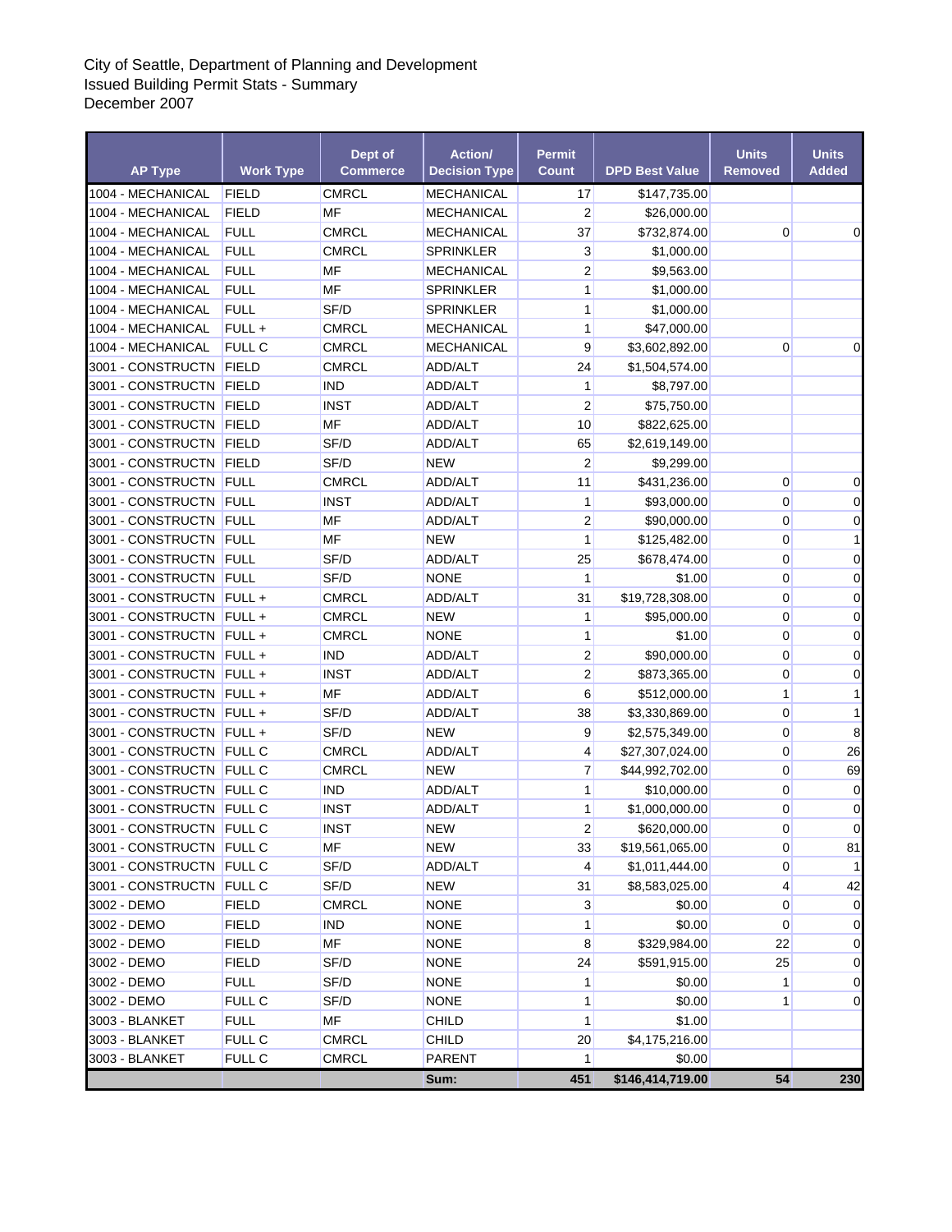City of Seattle, Department of Planning and Development
Issued Building Permit Stats - Summary
December 2007

| AP Type | Work Type | Dept of Commerce | Action/ Decision Type | Permit Count | DPD Best Value | Units Removed | Units Added |
|---|---|---|---|---|---|---|---|
| 1004 - MECHANICAL | FIELD | CMRCL | MECHANICAL | 17 | $147,735.00 | | |
| 1004 - MECHANICAL | FIELD | MF | MECHANICAL | 2 | $26,000.00 | | |
| 1004 - MECHANICAL | FULL | CMRCL | MECHANICAL | 37 | $732,874.00 | 0 | 0 |
| 1004 - MECHANICAL | FULL | CMRCL | SPRINKLER | 3 | $1,000.00 | | |
| 1004 - MECHANICAL | FULL | MF | MECHANICAL | 2 | $9,563.00 | | |
| 1004 - MECHANICAL | FULL | MF | SPRINKLER | 1 | $1,000.00 | | |
| 1004 - MECHANICAL | FULL | SF/D | SPRINKLER | 1 | $1,000.00 | | |
| 1004 - MECHANICAL | FULL + | CMRCL | MECHANICAL | 1 | $47,000.00 | | |
| 1004 - MECHANICAL | FULL C | CMRCL | MECHANICAL | 9 | $3,602,892.00 | 0 | 0 |
| 3001 - CONSTRUCTN | FIELD | CMRCL | ADD/ALT | 24 | $1,504,574.00 | | |
| 3001 - CONSTRUCTN | FIELD | IND | ADD/ALT | 1 | $8,797.00 | | |
| 3001 - CONSTRUCTN | FIELD | INST | ADD/ALT | 2 | $75,750.00 | | |
| 3001 - CONSTRUCTN | FIELD | MF | ADD/ALT | 10 | $822,625.00 | | |
| 3001 - CONSTRUCTN | FIELD | SF/D | ADD/ALT | 65 | $2,619,149.00 | | |
| 3001 - CONSTRUCTN | FIELD | SF/D | NEW | 2 | $9,299.00 | | |
| 3001 - CONSTRUCTN | FULL | CMRCL | ADD/ALT | 11 | $431,236.00 | 0 | 0 |
| 3001 - CONSTRUCTN | FULL | INST | ADD/ALT | 1 | $93,000.00 | 0 | 0 |
| 3001 - CONSTRUCTN | FULL | MF | ADD/ALT | 2 | $90,000.00 | 0 | 0 |
| 3001 - CONSTRUCTN | FULL | MF | NEW | 1 | $125,482.00 | 0 | 1 |
| 3001 - CONSTRUCTN | FULL | SF/D | ADD/ALT | 25 | $678,474.00 | 0 | 0 |
| 3001 - CONSTRUCTN | FULL | SF/D | NONE | 1 | $1.00 | 0 | 0 |
| 3001 - CONSTRUCTN | FULL + | CMRCL | ADD/ALT | 31 | $19,728,308.00 | 0 | 0 |
| 3001 - CONSTRUCTN | FULL + | CMRCL | NEW | 1 | $95,000.00 | 0 | 0 |
| 3001 - CONSTRUCTN | FULL + | CMRCL | NONE | 1 | $1.00 | 0 | 0 |
| 3001 - CONSTRUCTN | FULL + | IND | ADD/ALT | 2 | $90,000.00 | 0 | 0 |
| 3001 - CONSTRUCTN | FULL + | INST | ADD/ALT | 2 | $873,365.00 | 0 | 0 |
| 3001 - CONSTRUCTN | FULL + | MF | ADD/ALT | 6 | $512,000.00 | 1 | 1 |
| 3001 - CONSTRUCTN | FULL + | SF/D | ADD/ALT | 38 | $3,330,869.00 | 0 | 1 |
| 3001 - CONSTRUCTN | FULL + | SF/D | NEW | 9 | $2,575,349.00 | 0 | 8 |
| 3001 - CONSTRUCTN | FULL C | CMRCL | ADD/ALT | 4 | $27,307,024.00 | 0 | 26 |
| 3001 - CONSTRUCTN | FULL C | CMRCL | NEW | 7 | $44,992,702.00 | 0 | 69 |
| 3001 - CONSTRUCTN | FULL C | IND | ADD/ALT | 1 | $10,000.00 | 0 | 0 |
| 3001 - CONSTRUCTN | FULL C | INST | ADD/ALT | 1 | $1,000,000.00 | 0 | 0 |
| 3001 - CONSTRUCTN | FULL C | INST | NEW | 2 | $620,000.00 | 0 | 0 |
| 3001 - CONSTRUCTN | FULL C | MF | NEW | 33 | $19,561,065.00 | 0 | 81 |
| 3001 - CONSTRUCTN | FULL C | SF/D | ADD/ALT | 4 | $1,011,444.00 | 0 | 1 |
| 3001 - CONSTRUCTN | FULL C | SF/D | NEW | 31 | $8,583,025.00 | 4 | 42 |
| 3002 - DEMO | FIELD | CMRCL | NONE | 3 | $0.00 | 0 | 0 |
| 3002 - DEMO | FIELD | IND | NONE | 1 | $0.00 | 0 | 0 |
| 3002 - DEMO | FIELD | MF | NONE | 8 | $329,984.00 | 22 | 0 |
| 3002 - DEMO | FIELD | SF/D | NONE | 24 | $591,915.00 | 25 | 0 |
| 3002 - DEMO | FULL | SF/D | NONE | 1 | $0.00 | 1 | 0 |
| 3002 - DEMO | FULL C | SF/D | NONE | 1 | $0.00 | 1 | 0 |
| 3003 - BLANKET | FULL | MF | CHILD | 1 | $1.00 | | |
| 3003 - BLANKET | FULL C | CMRCL | CHILD | 20 | $4,175,216.00 | | |
| 3003 - BLANKET | FULL C | CMRCL | PARENT | 1 | $0.00 | | |
| | | | **Sum:** | **451** | **$146,414,719.00** | **54** | **230** |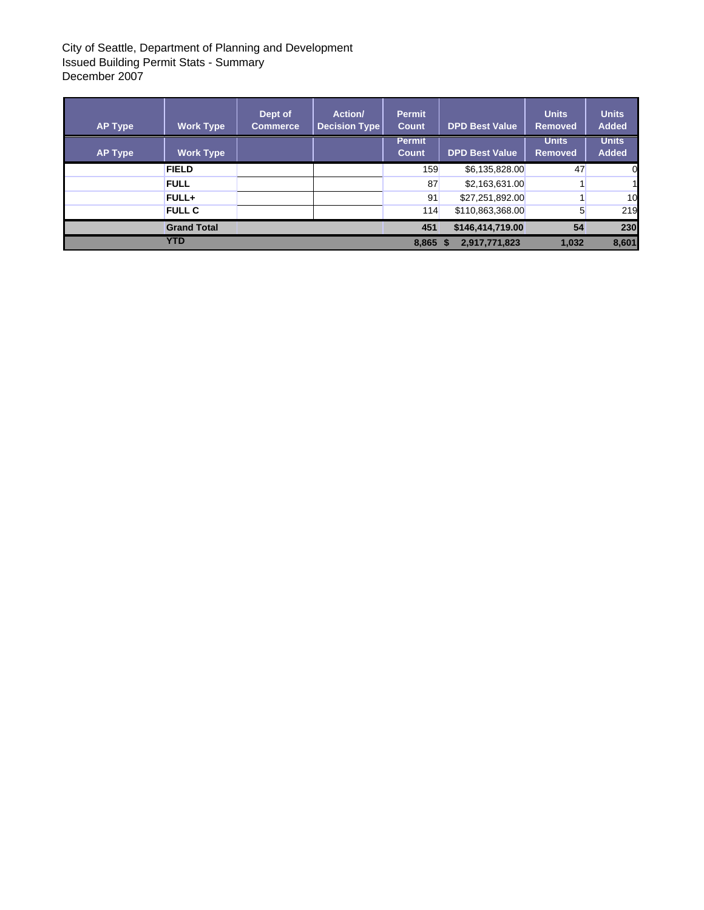City of Seattle, Department of Planning and Development
Issued Building Permit Stats - Summary
December 2007

| AP Type | Work Type | Dept of Commerce | Action/ Decision Type | Permit Count | DPD Best Value | Units Removed | Units Added |
|---|---|---|---|---|---|---|---|
| AP Type | Work Type | | | Permit Count | DPD Best Value | Units Removed | Units Added |
| | **FIELD** | | | 159 | $6,135,828.00 | 47 | 0 |
| | **FULL** | | | 87 | $2,163,631.00 | 1 | 1 |
| | **FULL+** | | | 91 | $27,251,892.00 | 1 | 10 |
| | **FULL C** | | | 114 | $110,863,368.00 | 5 | 219 |
| | **Grand Total** | | | **451** | **$146,414,719.00** | **54** | **230** |
| | **YTD** | | | **8,865** | **$ 2,917,771,823** | **1,032** | **8,601** |